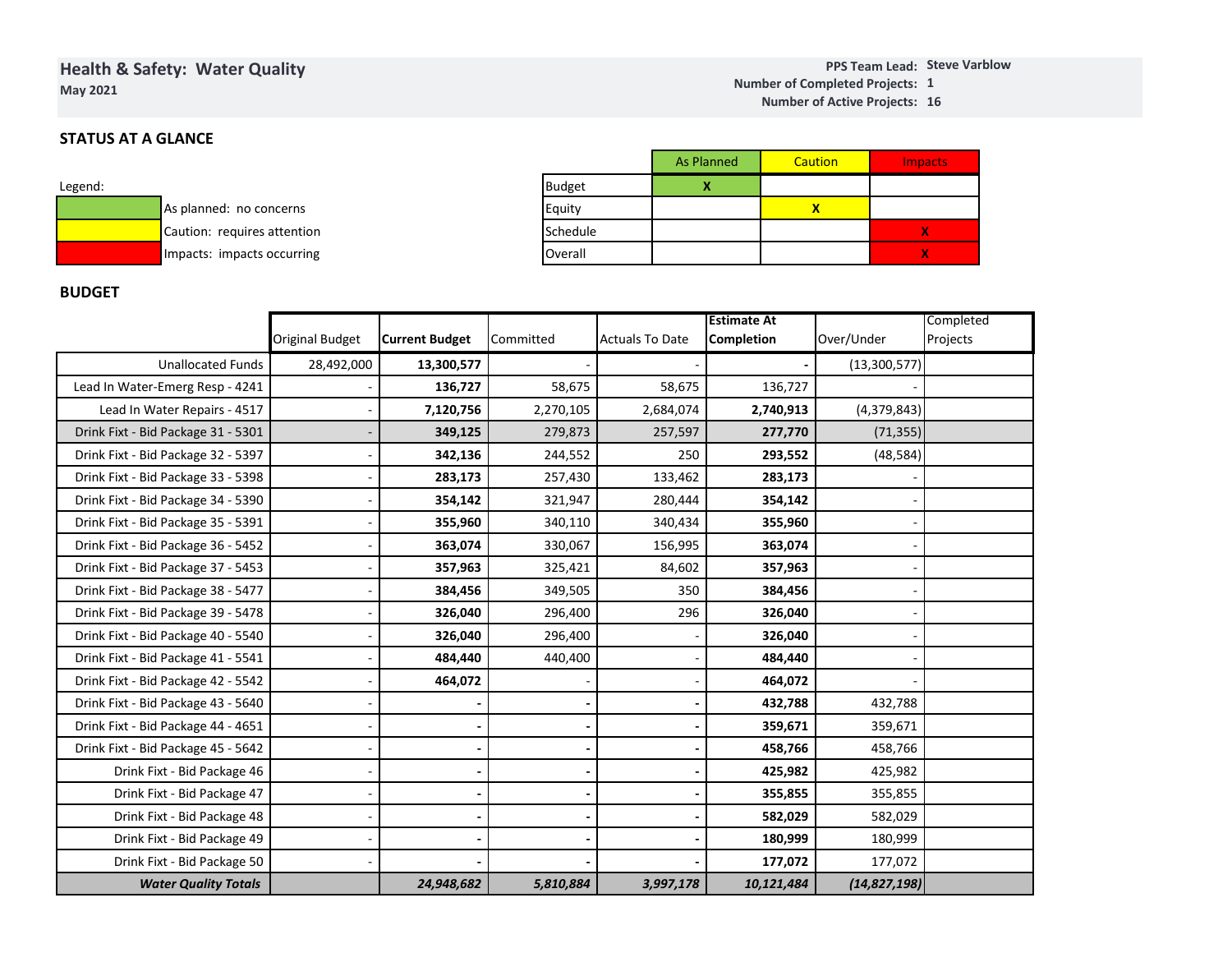# Health & Safety: Water Quality

**May 2021**

**PPS Team Lead:** **Steve Varblow**
**Number of Completed Projects:** **1**
**Number of Active Projects:** **16**

## STATUS AT A GLANCE

Legend:

| Color | Meaning |
|---|---|
| Green | As planned: no concerns |
| Yellow | Caution: requires attention |
| Red | Impacts: impacts occurring |

| | As Planned | Caution | Impacts |
|---|---|---|---|
| Budget | X | | |
| Equity | | X | |
| Schedule | | | X |
| Overall | | | X |

## BUDGET

| | Original Budget | **Current Budget** | Committed | Actuals To Date | **Estimate At Completion** | Over/Under | Completed Projects |
|---|---|---|---|---|---|---|---|
| Unallocated Funds | 28,492,000 | **13,300,577** | - | - | **-** | (13,300,577) | |
| Lead In Water-Emerg Resp - 4241 | - | **136,727** | 58,675 | 58,675 | 136,727 | - | |
| Lead In Water Repairs - 4517 | - | **7,120,756** | 2,270,105 | 2,684,074 | **2,740,913** | (4,379,843) | |
| Drink Fixt - Bid Package 31 - 5301 | - | **349,125** | 279,873 | 257,597 | **277,770** | (71,355) | |
| Drink Fixt - Bid Package 32 - 5397 | - | **342,136** | 244,552 | 250 | **293,552** | (48,584) | |
| Drink Fixt - Bid Package 33 - 5398 | - | **283,173** | 257,430 | 133,462 | **283,173** | - | |
| Drink Fixt - Bid Package 34 - 5390 | - | **354,142** | 321,947 | 280,444 | **354,142** | - | |
| Drink Fixt - Bid Package 35 - 5391 | - | **355,960** | 340,110 | 340,434 | **355,960** | - | |
| Drink Fixt - Bid Package 36 - 5452 | - | **363,074** | 330,067 | 156,995 | **363,074** | - | |
| Drink Fixt - Bid Package 37 - 5453 | - | **357,963** | 325,421 | 84,602 | **357,963** | - | |
| Drink Fixt - Bid Package 38 - 5477 | - | **384,456** | 349,505 | 350 | **384,456** | - | |
| Drink Fixt - Bid Package 39 - 5478 | - | **326,040** | 296,400 | 296 | **326,040** | - | |
| Drink Fixt - Bid Package 40 - 5540 | - | **326,040** | 296,400 | - | **326,040** | - | |
| Drink Fixt - Bid Package 41 - 5541 | - | **484,440** | 440,400 | - | **484,440** | - | |
| Drink Fixt - Bid Package 42 - 5542 | - | **464,072** | - | - | **464,072** | - | |
| Drink Fixt - Bid Package 43 - 5640 | - | **-** | **-** | **-** | **432,788** | 432,788 | |
| Drink Fixt - Bid Package 44 - 4651 | - | **-** | **-** | **-** | **359,671** | 359,671 | |
| Drink Fixt - Bid Package 45 - 5642 | - | **-** | **-** | **-** | **458,766** | 458,766 | |
| Drink Fixt - Bid Package 46 | - | **-** | **-** | **-** | **425,982** | 425,982 | |
| Drink Fixt - Bid Package 47 | - | **-** | **-** | **-** | **355,855** | 355,855 | |
| Drink Fixt - Bid Package 48 | - | **-** | **-** | **-** | **582,029** | 582,029 | |
| Drink Fixt - Bid Package 49 | - | **-** | **-** | **-** | **180,999** | 180,999 | |
| Drink Fixt - Bid Package 50 | - | **-** | **-** | **-** | **177,072** | 177,072 | |
| ***Water Quality Totals*** | | ***24,948,682*** | ***5,810,884*** | ***3,997,178*** | ***10,121,484*** | ***(14,827,198)*** | |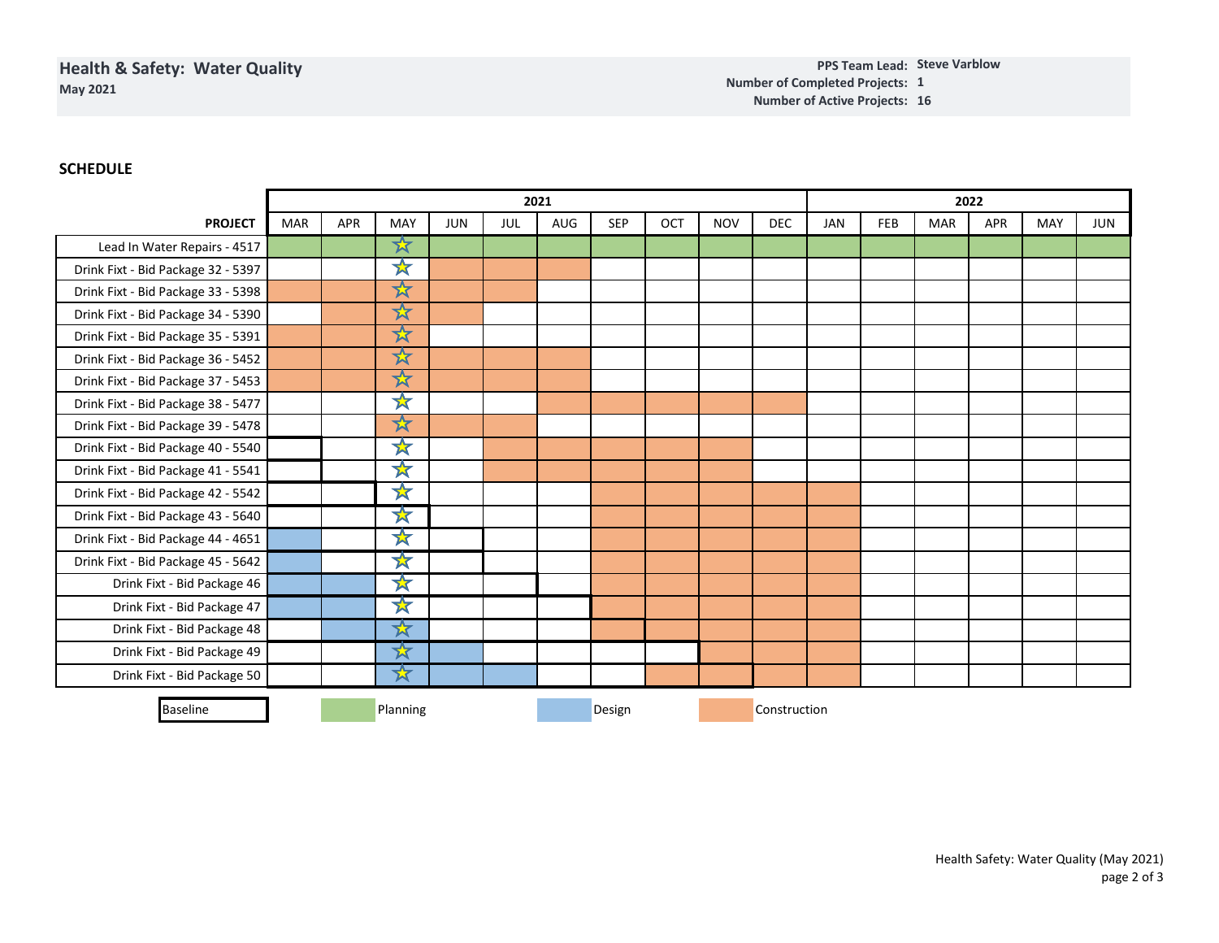**Health & Safety: Water Quality**
**May 2021**

**PPS Team Lead:** Steve Varblow
**Number of Completed Projects:** 1
**Number of Active Projects:** 16

## SCHEDULE

| PROJECT | 2021 MAR | APR | MAY | JUN | JUL | AUG | SEP | OCT | NOV | DEC | 2022 JAN | FEB | MAR | APR | MAY | JUN |
|---|---|---|---|---|---|---|---|---|---|---|---|---|---|---|---|---|
| Lead In Water Repairs - 4517 | Planning | Planning | ☆ Planning | Planning | Planning | Planning | Planning | Planning | Planning | Planning | Planning | Planning | Planning | Planning | Planning | Planning |
| Drink Fixt - Bid Package 32 - 5397 | | | ☆ | Construction | Construction | Construction | | | | | | | | | | |
| Drink Fixt - Bid Package 33 - 5398 | Construction | Construction | ☆ Construction | Construction | Construction | | | | | | | | | | | |
| Drink Fixt - Bid Package 34 - 5390 | | Construction | ☆ Construction | Construction | | | | | | | | | | | | |
| Drink Fixt - Bid Package 35 - 5391 | Construction | Construction | ☆ Construction | | | | | | | | | | | | | |
| Drink Fixt - Bid Package 36 - 5452 | Construction | Construction | ☆ Construction | Construction | Construction | Construction | | | | | | | | | | |
| Drink Fixt - Bid Package 37 - 5453 | Construction | Construction | ☆ Construction | Construction | Construction | Construction | | | | | | | | | | |
| Drink Fixt - Bid Package 38 - 5477 | | | ☆ | | | Construction | Construction | Construction | Construction | Construction | | | | | | |
| Drink Fixt - Bid Package 39 - 5478 | | | ☆ Construction | Construction | Construction | | | | | | | | | | | |
| Drink Fixt - Bid Package 40 - 5540 | Baseline | | ☆ | | Construction | Construction | Construction | Construction | Construction | | | | | | | |
| Drink Fixt - Bid Package 41 - 5541 | Baseline | | ☆ | | Construction | Construction | Construction | Construction | Construction | | | | | | | |
| Drink Fixt - Bid Package 42 - 5542 | Baseline | Baseline | ☆ | | | | Construction | Construction | Construction | Construction | Construction | | | | | |
| Drink Fixt - Bid Package 43 - 5640 | Baseline | Baseline | ☆ Baseline | | | | Construction | Construction | Construction | Construction | Construction | | | | | |
| Drink Fixt - Bid Package 44 - 4651 | Design | | ☆ | Baseline | | | Construction | Construction | Construction | Construction | Construction | | | | | |
| Drink Fixt - Bid Package 45 - 5642 | Design | | ☆ | Baseline | | | Construction | Construction | Construction | Construction | Construction | | | | | |
| Drink Fixt - Bid Package 46 | Design | Design | ☆ | Baseline | Baseline | | Construction | Construction | Construction | Construction | Construction | | | | | |
| Drink Fixt - Bid Package 47 | Design | Design | ☆ | Baseline | Baseline | Baseline | Construction | Construction | Construction | Construction | Construction | | | | | |
| Drink Fixt - Bid Package 48 | | Design | ☆ Design | Baseline | Baseline | Baseline | Construction (Baseline) | Construction | Construction | Construction | Construction | | | | | |
| Drink Fixt - Bid Package 49 | | | ☆ Design | Design (Baseline) | Baseline | Baseline | Baseline | Baseline | Construction | Construction | Construction | | | | | |
| Drink Fixt - Bid Package 50 | | | ☆ Design | Design (Baseline) | Design (Baseline) | Baseline | Baseline | Construction (Baseline) | Construction (Baseline) | Construction | Construction | | | | | |

Legend: Baseline | Planning | Design | Construction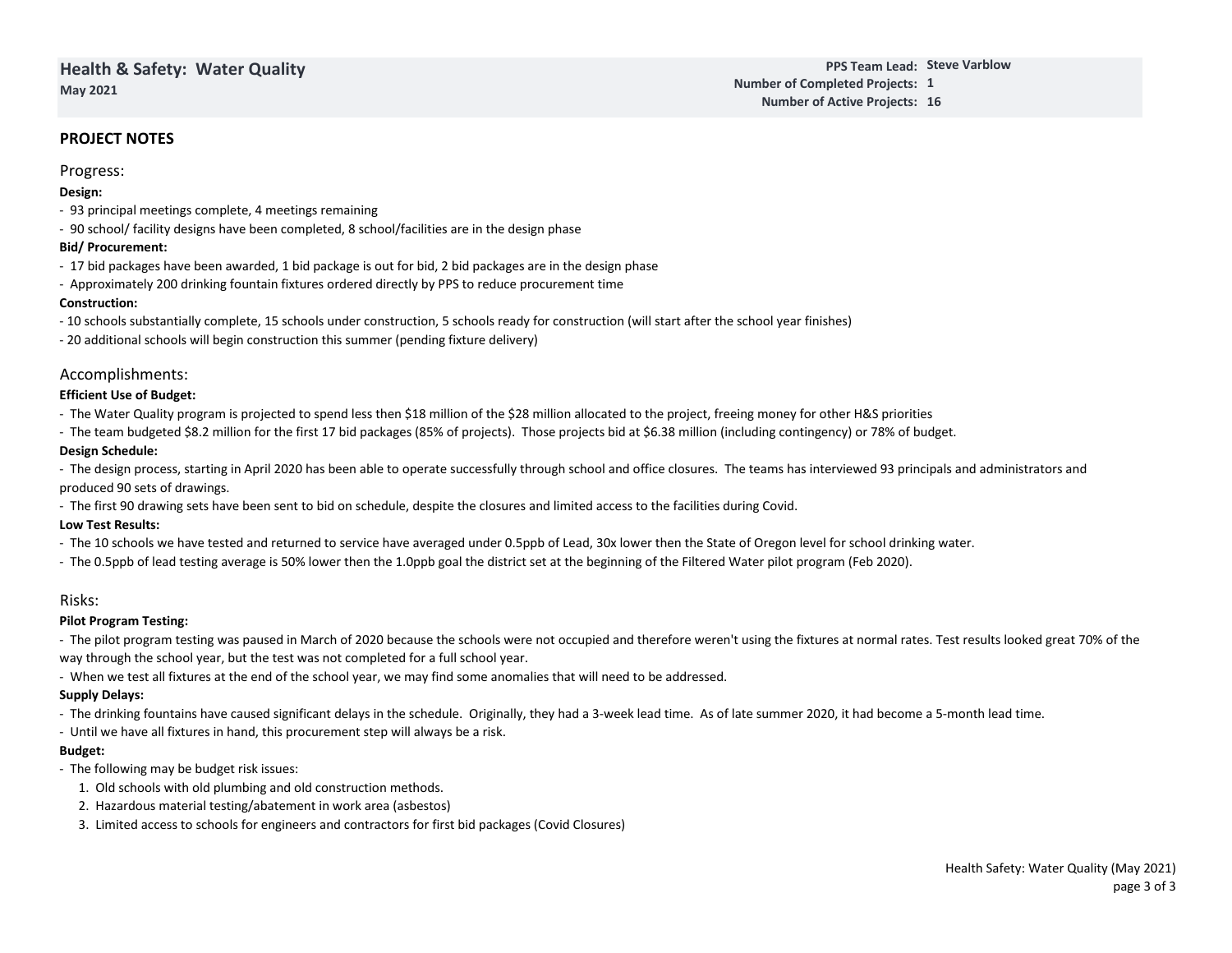## Health & Safety: Water Quality

**May 2021**

**PPS Team Lead:** Steve Varblow
**Number of Completed Projects:** 1
**Number of Active Projects:** 16

### PROJECT NOTES

#### Progress:

**Design:**

- 93 principal meetings complete, 4 meetings remaining
- 90 school/ facility designs have been completed, 8 school/facilities are in the design phase

**Bid/ Procurement:**

- 17 bid packages have been awarded, 1 bid package is out for bid, 2 bid packages are in the design phase
- Approximately 200 drinking fountain fixtures ordered directly by PPS to reduce procurement time

**Construction:**

- 10 schools substantially complete, 15 schools under construction, 5 schools ready for construction (will start after the school year finishes)
- 20 additional schools will begin construction this summer (pending fixture delivery)

#### Accomplishments:

**Efficient Use of Budget:**

- The Water Quality program is projected to spend less then $18 million of the $28 million allocated to the project, freeing money for other H&S priorities
- The team budgeted $8.2 million for the first 17 bid packages (85% of projects). Those projects bid at $6.38 million (including contingency) or 78% of budget.

**Design Schedule:**

- The design process, starting in April 2020 has been able to operate successfully through school and office closures. The teams has interviewed 93 principals and administrators and produced 90 sets of drawings.
- The first 90 drawing sets have been sent to bid on schedule, despite the closures and limited access to the facilities during Covid.

**Low Test Results:**

- The 10 schools we have tested and returned to service have averaged under 0.5ppb of Lead, 30x lower then the State of Oregon level for school drinking water.
- The 0.5ppb of lead testing average is 50% lower then the 1.0ppb goal the district set at the beginning of the Filtered Water pilot program (Feb 2020).

#### Risks:

**Pilot Program Testing:**

- The pilot program testing was paused in March of 2020 because the schools were not occupied and therefore weren't using the fixtures at normal rates. Test results looked great 70% of the way through the school year, but the test was not completed for a full school year.
- When we test all fixtures at the end of the school year, we may find some anomalies that will need to be addressed.

**Supply Delays:**

- The drinking fountains have caused significant delays in the schedule. Originally, they had a 3-week lead time. As of late summer 2020, it had become a 5-month lead time.
- Until we have all fixtures in hand, this procurement step will always be a risk.

**Budget:**

- The following may be budget risk issues:
  1. Old schools with old plumbing and old construction methods.
  2. Hazardous material testing/abatement in work area (asbestos)
  3. Limited access to schools for engineers and contractors for first bid packages (Covid Closures)